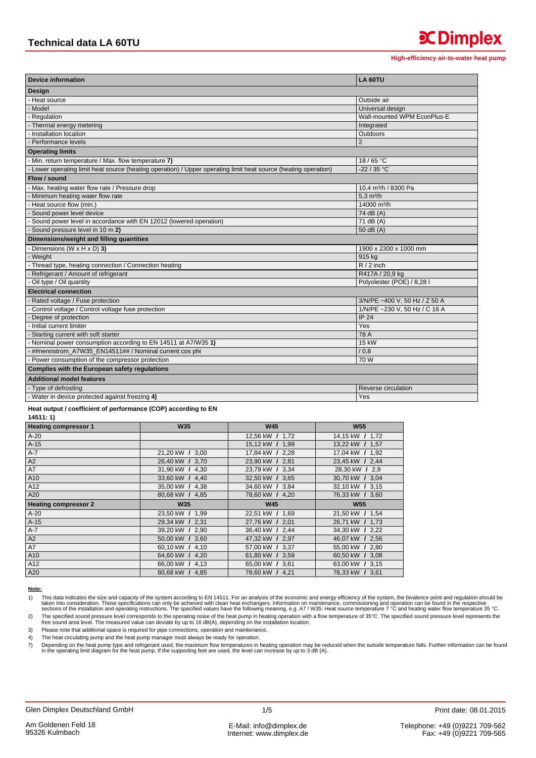# Technical data LA 60TU

**Dimplex**

**High-efficiency air-to-water heat pump**

| Device information | LA 60TU |
|---|---|
| **Design** | |
| - Heat source | Outside air |
| - Model | Universal design |
| - Regulation | Wall-mounted WPM EconPlus-E |
| - Thermal energy metering | Integrated |
| - Installation location | Outdoors |
| - Performance levels | 2 |
| **Operating limits** | |
| - Min. return temperature / Max. flow temperature **7)** | 18 / 65 °C |
| - Lower operating limit heat source (heating operation) / Upper operating limit heat source (heating operation) | -22 / 35 °C |
| **Flow / sound** | |
| - Max. heating water flow rate / Pressure drop | 10,4 m³/h / 8300 Pa |
| - Minimum heating water flow rate | 5,3 m³/h |
| - Heat source flow (min.) | 14000 m³/h |
| - Sound power level device | 74 dB (A) |
| - Sound power level in accordance with EN 12012 (lowered operation) | 71 dB (A) |
| - Sound pressure level in 10 m **2)** | 50 dB (A) |
| **Dimensions/weight and filling quantities** | |
| - Dimensions (W x H x D) **3)** | 1900 x 2300 x 1000 mm |
| - Weight | 915 kg |
| - Thread type, heating connection / Connection heating | R / 2 inch |
| - Refrigerant / Amount of refrigerant | R417A / 20,9 kg |
| - Oil type / Oil quantity | Polyolester (POE) / 8,28 l |
| **Electrical connection** | |
| - Rated voltage / Fuse protection | 3/N/PE ~400 V, 50 Hz / Z 50 A |
| - Control voltage / Control voltage fuse protection | 1/N/PE ~230 V, 50 Hz / C 16 A |
| - Degree of protection | IP 24 |
| - Initial current limiter | Yes |
| - Starting current with soft starter | 78 A |
| - Nominal power consumption according to EN 14511 at A7/W35 **1)** | 15 kW |
| - ##nennstrom_A7W35_EN14511## / Nominal current cos phi | / 0,8 |
| - Power consumption of the compressor protection | 70 W |
| **Complies with the European safety regulations** | |
| **Additional model features** | |
| - Type of defrosting | Reverse circulation |
| - Water in device protected against freezing **4)** | Yes |

**Heat output / coefficient of performance (COP) according to EN 14511: 1)**

| Heating compressor 1 | W35 | W45 | W55 |
|---|---|---|---|
| A-20 | | 12,56 kW / 1,72 | 14,15 kW / 1,72 |
| A-15 | | 15,12 kW / 1,99 | 13,22 kW / 1,57 |
| A-7 | 21,20 kW / 3,00 | 17,84 kW / 2,28 | 17,04 kW / 1,92 |
| A2 | 26,40 kW / 3,70 | 23,90 kW / 2,81 | 23,45 kW / 2,44 |
| A7 | 31,90 kW / 4,30 | 23,79 kW / 3,34 | 28,30 kW / 2,9 |
| A10 | 33,60 kW / 4,40 | 32,50 kW / 3,65 | 30,70 kW / 3,04 |
| A12 | 35,00 kW / 4,38 | 34,60 kW / 3,84 | 32,10 kW / 3,15 |
| A20 | 80,68 kW / 4,85 | 78,60 kW / 4,20 | 76,33 kW / 3,60 |
| **Heating compressor 2** | **W35** | **W45** | **W55** |
| A-20 | 23,50 kW / 1,99 | 22,51 kW / 1,69 | 21,50 kW / 1,54 |
| A-15 | 29,34 kW / 2,31 | 27,76 kW / 2,01 | 26,71 kW / 1,73 |
| A-7 | 39,20 kW / 2,90 | 36,40 kW / 2,44 | 34,30 kW / 2,22 |
| A2 | 50,00 kW / 3,60 | 47,32 kW / 2,97 | 46,07 kW / 2,56 |
| A7 | 60,10 kW / 4,10 | 57,00 kW / 3,37 | 55,00 kW / 2,80 |
| A10 | 64,60 kW / 4,20 | 61,80 kW / 3,59 | 60,50 kW / 3,08 |
| A12 | 66,00 kW / 4,13 | 65,00 kW / 3,61 | 63,00 kW / 3,15 |
| A20 | 80,68 kW / 4,85 | 78,60 kW / 4,21 | 76,33 kW / 3,61 |

**Note:**

1) This data indicates the size and capacity of the system according to EN 14511. For an analysis of the economic and energy efficiency of the system, the bivalence point and regulation should be taken into consideration. These specifications can only be achieved with clean heat exchangers. Information on maintenance, commissioning and operation can be found in the respective sections of the installation and operating instructions. The specified values have the following meaning, e.g. A7 / W35: Heat source temperature 7 °C and heating water flow temperature 35 °C.
2) The specified sound pressure level corresponds to the operating noise of the heat pump in heating operation with a flow temperature of 35°C. The specified sound pressure level represents the free sound area level. The measured value can deviate by up to 16 dB(A), depending on the installation location.
3) Please note that additional space is required for pipe connections, operation and maintenance.
4) The heat circulating pump and the heat pump manager must always be ready for operation.
7) Depending on the heat pump type and refrigerant used, the maximum flow temperatures in heating operation may be reduced when the outside temperature falls. Further information can be found in the operating limit diagram for the heat pump. If the supporting feet are used, the level can increase by up to 3 dB (A).

Glen Dimplex Deutschland GmbH
Am Goldenen Feld 18
95326 Kulmbach

E-Mail: info@dimplex.de
Internet: www.dimplex.de

Print date: 08.01.2015
Telephone: +49 (0)9221 709-562
Fax: +49 (0)9221 709-565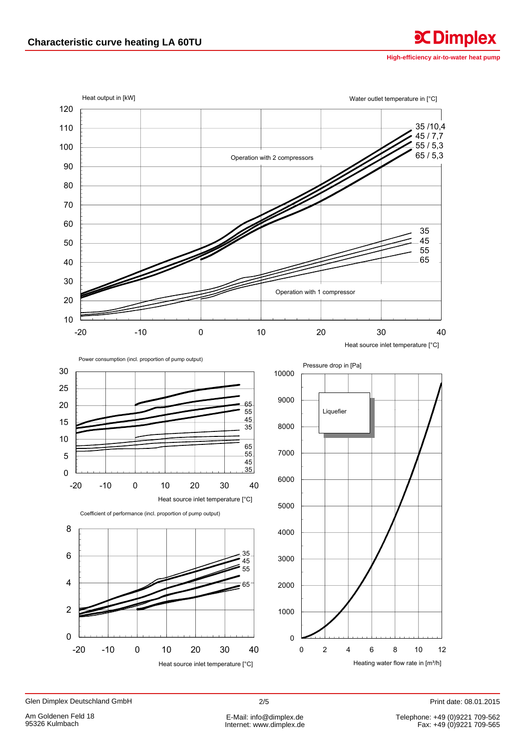## Characteristic curve heating LA 60TU

High-efficiency air-to-water heat pump

Heat output in [kW]

Water outlet temperature in [°C]

35 /10,4
45 / 7,7
55 / 5,3
65 / 5,3

Operation with 2 compressors

35
45
55
65

Operation with 1 compressor

Heat source inlet temperature [°C]

Power consumption (incl. proportion of pump output)

65
55
45
35

65
55
45
35

Heat source inlet temperature [°C]

Coefficient of performance (incl. proportion of pump output)

35
45
55
65

Heat source inlet temperature [°C]

Pressure drop in [Pa]

Liquefier

Heating water flow rate in [m³/h]

Glen Dimplex Deutschland GmbH

Print date: 08.01.2015

Am Goldenen Feld 18
95326 Kulmbach

E-Mail: info@dimplex.de
Internet: www.dimplex.de

Telephone: +49 (0)9221 709-562
Fax: +49 (0)9221 709-565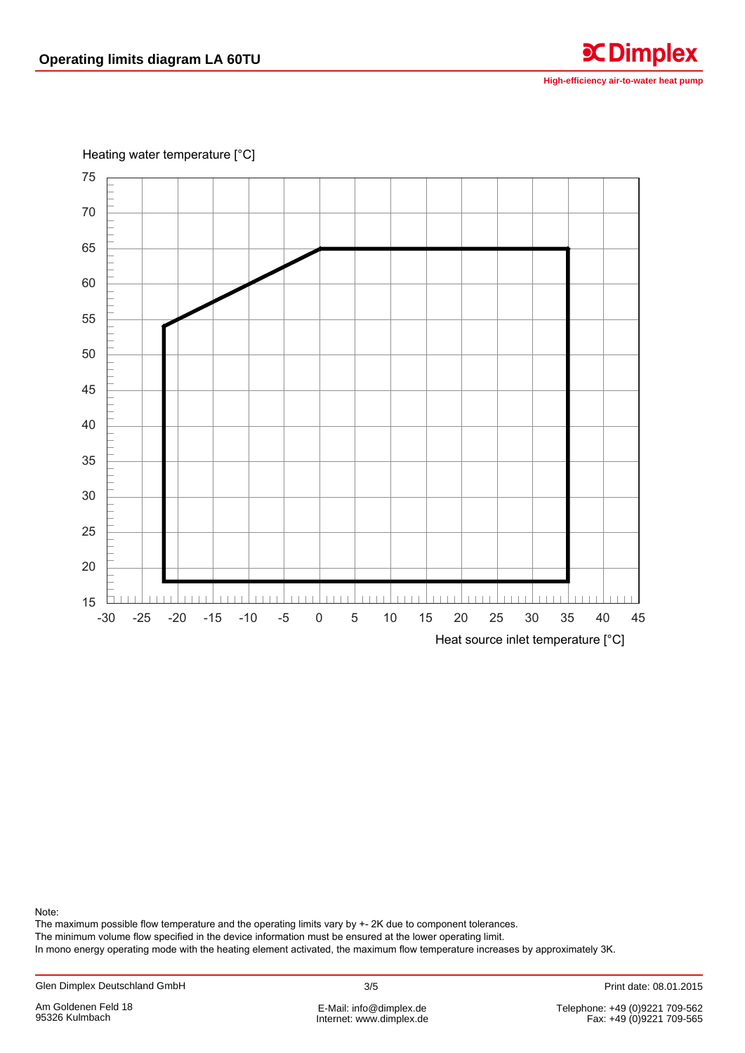# Operating limits diagram LA 60TU

High-efficiency air-to-water heat pump

Heating water temperature [°C]

Heat source inlet temperature [°C]

Note:
The maximum possible flow temperature and the operating limits vary by +- 2K due to component tolerances.
The minimum volume flow specified in the device information must be ensured at the lower operating limit.
In mono energy operating mode with the heating element activated, the maximum flow temperature increases by approximately 3K.

Glen Dimplex Deutschland GmbH
Am Goldenen Feld 18
95326 Kulmbach

E-Mail: info@dimplex.de
Internet: www.dimplex.de

Print date: 08.01.2015
Telephone: +49 (0)9221 709-562
Fax: +49 (0)9221 709-565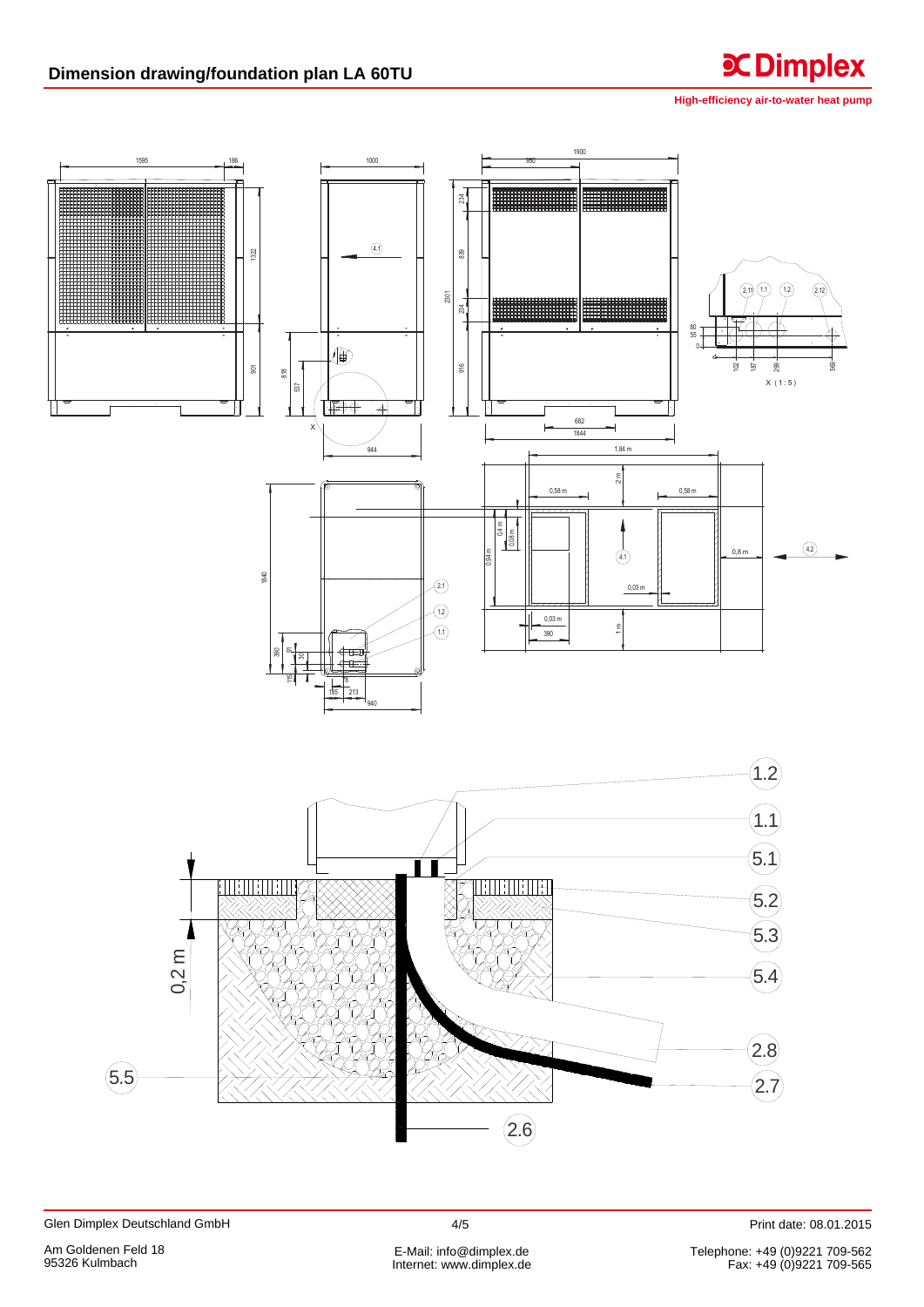# Dimension drawing/foundation plan LA 60TU

High-efficiency air-to-water heat pump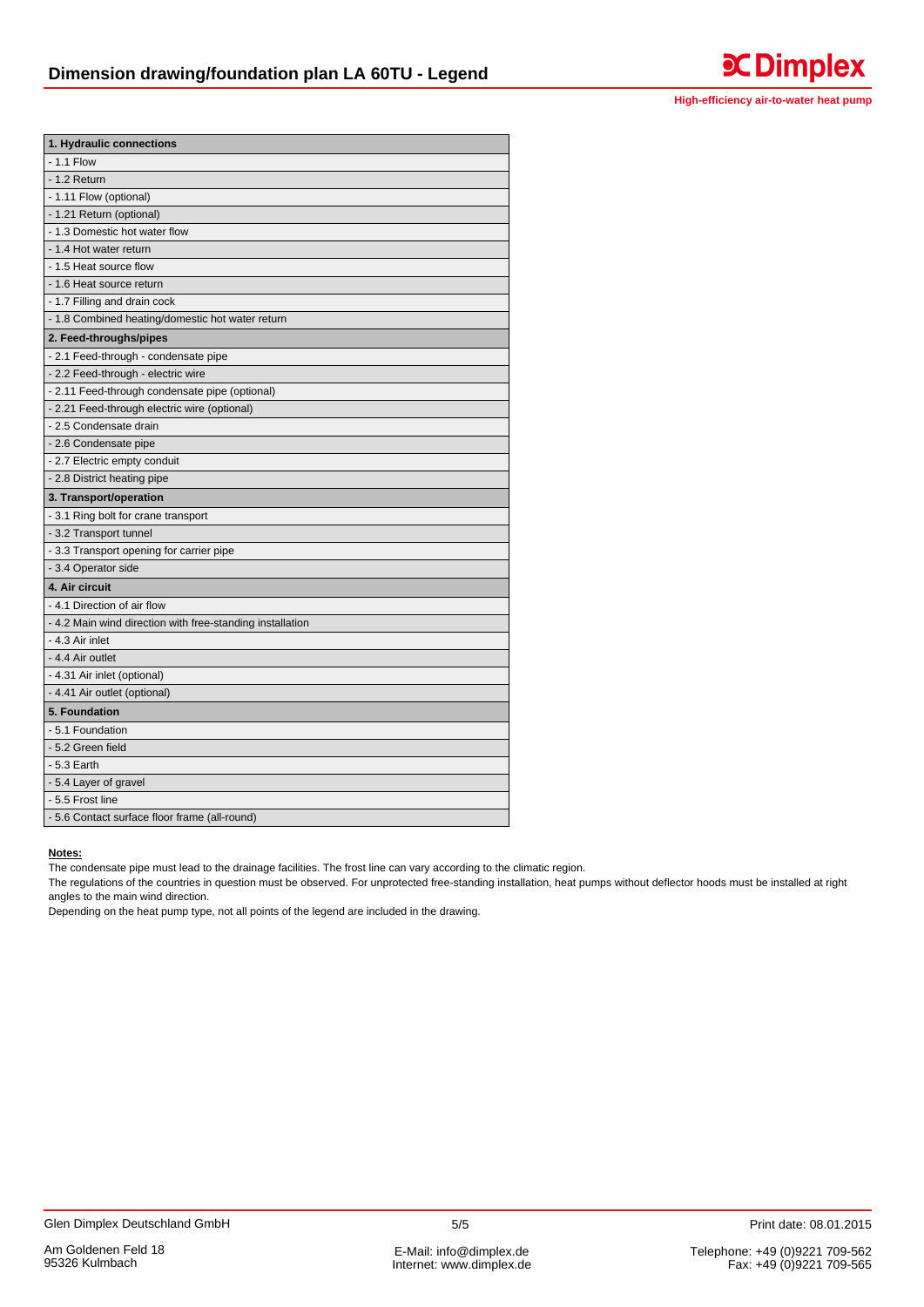# Dimension drawing/foundation plan LA 60TU - Legend

High-efficiency air-to-water heat pump

| |
|---|
| **1. Hydraulic connections** |
| - 1.1 Flow |
| - 1.2 Return |
| - 1.11 Flow (optional) |
| - 1.21 Return (optional) |
| - 1.3 Domestic hot water flow |
| - 1.4 Hot water return |
| - 1.5 Heat source flow |
| - 1.6 Heat source return |
| - 1.7 Filling and drain cock |
| - 1.8 Combined heating/domestic hot water return |
| **2. Feed-throughs/pipes** |
| - 2.1 Feed-through - condensate pipe |
| - 2.2 Feed-through - electric wire |
| - 2.11 Feed-through condensate pipe (optional) |
| - 2.21 Feed-through electric wire (optional) |
| - 2.5 Condensate drain |
| - 2.6 Condensate pipe |
| - 2.7 Electric empty conduit |
| - 2.8 District heating pipe |
| **3. Transport/operation** |
| - 3.1 Ring bolt for crane transport |
| - 3.2 Transport tunnel |
| - 3.3 Transport opening for carrier pipe |
| - 3.4 Operator side |
| **4. Air circuit** |
| - 4.1 Direction of air flow |
| - 4.2 Main wind direction with free-standing installation |
| - 4.3 Air inlet |
| - 4.4 Air outlet |
| - 4.31 Air inlet (optional) |
| - 4.41 Air outlet (optional) |
| **5. Foundation** |
| - 5.1 Foundation |
| - 5.2 Green field |
| - 5.3 Earth |
| - 5.4 Layer of gravel |
| - 5.5 Frost line |
| - 5.6 Contact surface floor frame (all-round) |

**Notes:**

The condensate pipe must lead to the drainage facilities. The frost line can vary according to the climatic region.

The regulations of the countries in question must be observed. For unprotected free-standing installation, heat pumps without deflector hoods must be installed at right angles to the main wind direction.

Depending on the heat pump type, not all points of the legend are included in the drawing.

Glen Dimplex Deutschland GmbH
Am Goldenen Feld 18
95326 Kulmbach

E-Mail: info@dimplex.de
Internet: www.dimplex.de

Print date: 08.01.2015
Telephone: +49 (0)9221 709-562
Fax: +49 (0)9221 709-565